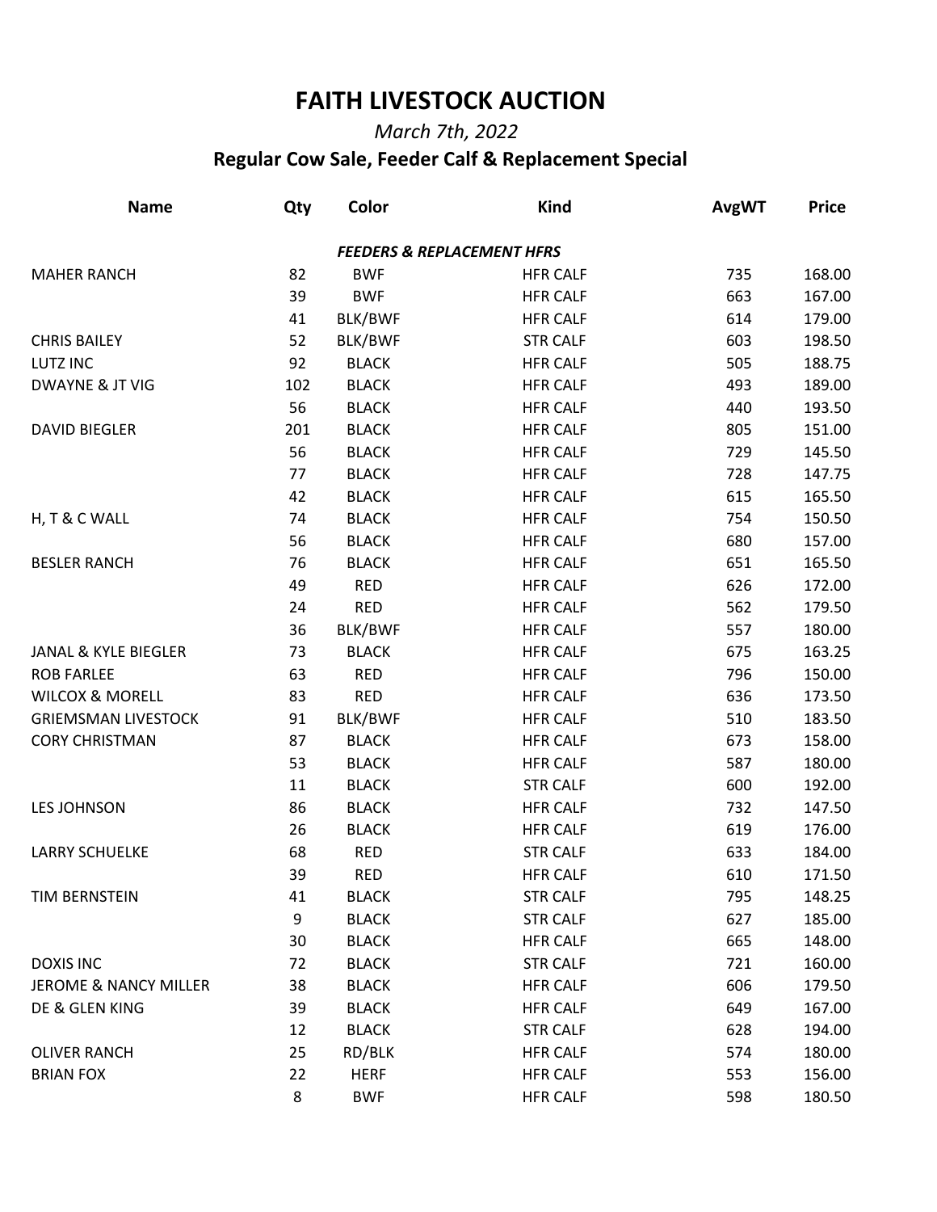# FAITH LIVESTOCK AUCTION

*March 7th, 2022*

**Regular Cow Sale, Feeder Calf & Replacement Special**

| Name | Qty | Color | Kind | AvgWT | Price |
|---|---|---|---|---|---|
| | | | ***FEEDERS & REPLACEMENT HFRS*** | | |
| MAHER RANCH | 82 | BWF | HFR CALF | 735 | 168.00 |
| | 39 | BWF | HFR CALF | 663 | 167.00 |
| | 41 | BLK/BWF | HFR CALF | 614 | 179.00 |
| CHRIS BAILEY | 52 | BLK/BWF | STR CALF | 603 | 198.50 |
| LUTZ INC | 92 | BLACK | HFR CALF | 505 | 188.75 |
| DWAYNE & JT VIG | 102 | BLACK | HFR CALF | 493 | 189.00 |
| | 56 | BLACK | HFR CALF | 440 | 193.50 |
| DAVID BIEGLER | 201 | BLACK | HFR CALF | 805 | 151.00 |
| | 56 | BLACK | HFR CALF | 729 | 145.50 |
| | 77 | BLACK | HFR CALF | 728 | 147.75 |
| | 42 | BLACK | HFR CALF | 615 | 165.50 |
| H, T & C WALL | 74 | BLACK | HFR CALF | 754 | 150.50 |
| | 56 | BLACK | HFR CALF | 680 | 157.00 |
| BESLER RANCH | 76 | BLACK | HFR CALF | 651 | 165.50 |
| | 49 | RED | HFR CALF | 626 | 172.00 |
| | 24 | RED | HFR CALF | 562 | 179.50 |
| | 36 | BLK/BWF | HFR CALF | 557 | 180.00 |
| JANAL & KYLE BIEGLER | 73 | BLACK | HFR CALF | 675 | 163.25 |
| ROB FARLEE | 63 | RED | HFR CALF | 796 | 150.00 |
| WILCOX & MORELL | 83 | RED | HFR CALF | 636 | 173.50 |
| GRIEMSMAN LIVESTOCK | 91 | BLK/BWF | HFR CALF | 510 | 183.50 |
| CORY CHRISTMAN | 87 | BLACK | HFR CALF | 673 | 158.00 |
| | 53 | BLACK | HFR CALF | 587 | 180.00 |
| | 11 | BLACK | STR CALF | 600 | 192.00 |
| LES JOHNSON | 86 | BLACK | HFR CALF | 732 | 147.50 |
| | 26 | BLACK | HFR CALF | 619 | 176.00 |
| LARRY SCHUELKE | 68 | RED | STR CALF | 633 | 184.00 |
| | 39 | RED | HFR CALF | 610 | 171.50 |
| TIM BERNSTEIN | 41 | BLACK | STR CALF | 795 | 148.25 |
| | 9 | BLACK | STR CALF | 627 | 185.00 |
| | 30 | BLACK | HFR CALF | 665 | 148.00 |
| DOXIS INC | 72 | BLACK | STR CALF | 721 | 160.00 |
| JEROME & NANCY MILLER | 38 | BLACK | HFR CALF | 606 | 179.50 |
| DE & GLEN KING | 39 | BLACK | HFR CALF | 649 | 167.00 |
| | 12 | BLACK | STR CALF | 628 | 194.00 |
| OLIVER RANCH | 25 | RD/BLK | HFR CALF | 574 | 180.00 |
| BRIAN FOX | 22 | HERF | HFR CALF | 553 | 156.00 |
| | 8 | BWF | HFR CALF | 598 | 180.50 |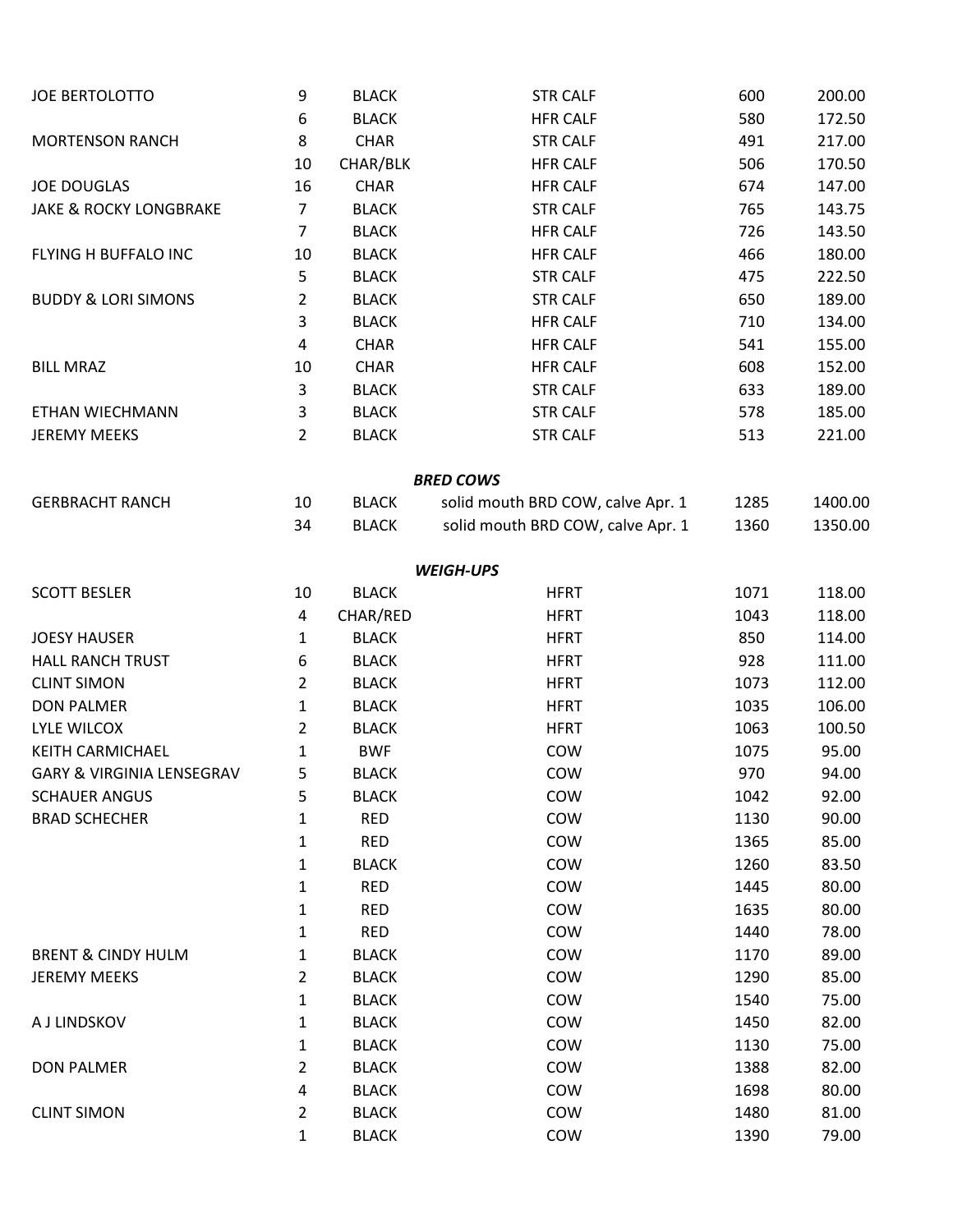| | | | | | |
|---|---|---|---|---|---|
| JOE BERTOLOTTO | 9 | BLACK | STR CALF | 600 | 200.00 |
| | 6 | BLACK | HFR CALF | 580 | 172.50 |
| MORTENSON RANCH | 8 | CHAR | STR CALF | 491 | 217.00 |
| | 10 | CHAR/BLK | HFR CALF | 506 | 170.50 |
| JOE DOUGLAS | 16 | CHAR | HFR CALF | 674 | 147.00 |
| JAKE & ROCKY LONGBRAKE | 7 | BLACK | STR CALF | 765 | 143.75 |
| | 7 | BLACK | HFR CALF | 726 | 143.50 |
| FLYING H BUFFALO INC | 10 | BLACK | HFR CALF | 466 | 180.00 |
| | 5 | BLACK | STR CALF | 475 | 222.50 |
| BUDDY & LORI SIMONS | 2 | BLACK | STR CALF | 650 | 189.00 |
| | 3 | BLACK | HFR CALF | 710 | 134.00 |
| | 4 | CHAR | HFR CALF | 541 | 155.00 |
| BILL MRAZ | 10 | CHAR | HFR CALF | 608 | 152.00 |
| | 3 | BLACK | STR CALF | 633 | 189.00 |
| ETHAN WIECHMANN | 3 | BLACK | STR CALF | 578 | 185.00 |
| JEREMY MEEKS | 2 | BLACK | STR CALF | 513 | 221.00 |

***BRED COWS***

| | | | | | |
|---|---|---|---|---|---|
| GERBRACHT RANCH | 10 | BLACK | solid mouth BRD COW, calve Apr. 1 | 1285 | 1400.00 |
| | 34 | BLACK | solid mouth BRD COW, calve Apr. 1 | 1360 | 1350.00 |

***WEIGH-UPS***

| | | | | | |
|---|---|---|---|---|---|
| SCOTT BESLER | 10 | BLACK | HFRT | 1071 | 118.00 |
| | 4 | CHAR/RED | HFRT | 1043 | 118.00 |
| JOESY HAUSER | 1 | BLACK | HFRT | 850 | 114.00 |
| HALL RANCH TRUST | 6 | BLACK | HFRT | 928 | 111.00 |
| CLINT SIMON | 2 | BLACK | HFRT | 1073 | 112.00 |
| DON PALMER | 1 | BLACK | HFRT | 1035 | 106.00 |
| LYLE WILCOX | 2 | BLACK | HFRT | 1063 | 100.50 |
| KEITH CARMICHAEL | 1 | BWF | COW | 1075 | 95.00 |
| GARY & VIRGINIA LENSEGRAV | 5 | BLACK | COW | 970 | 94.00 |
| SCHAUER ANGUS | 5 | BLACK | COW | 1042 | 92.00 |
| BRAD SCHECHER | 1 | RED | COW | 1130 | 90.00 |
| | 1 | RED | COW | 1365 | 85.00 |
| | 1 | BLACK | COW | 1260 | 83.50 |
| | 1 | RED | COW | 1445 | 80.00 |
| | 1 | RED | COW | 1635 | 80.00 |
| | 1 | RED | COW | 1440 | 78.00 |
| BRENT & CINDY HULM | 1 | BLACK | COW | 1170 | 89.00 |
| JEREMY MEEKS | 2 | BLACK | COW | 1290 | 85.00 |
| | 1 | BLACK | COW | 1540 | 75.00 |
| A J LINDSKOV | 1 | BLACK | COW | 1450 | 82.00 |
| | 1 | BLACK | COW | 1130 | 75.00 |
| DON PALMER | 2 | BLACK | COW | 1388 | 82.00 |
| | 4 | BLACK | COW | 1698 | 80.00 |
| CLINT SIMON | 2 | BLACK | COW | 1480 | 81.00 |
| | 1 | BLACK | COW | 1390 | 79.00 |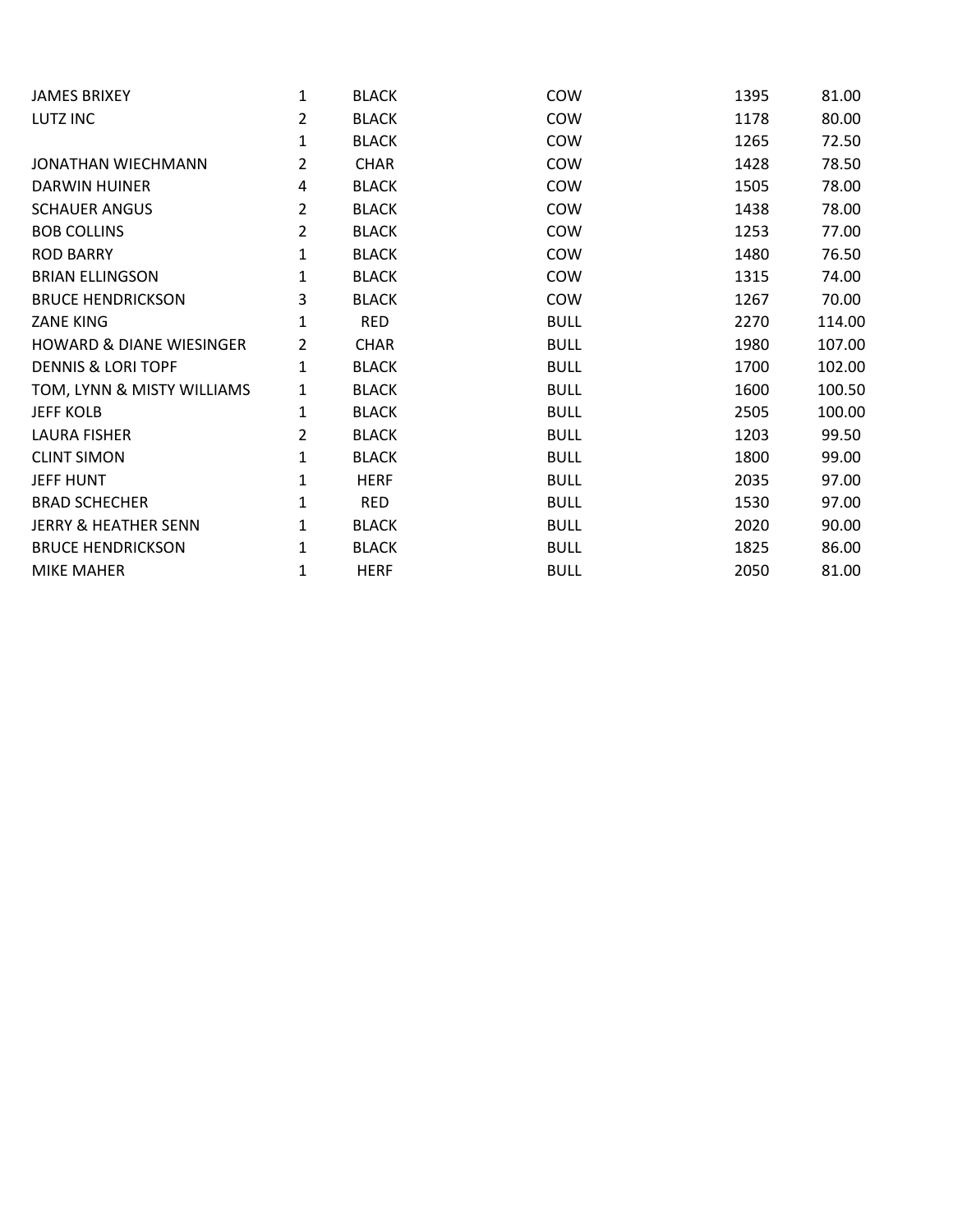| | | | | | |
|---|---|---|---|---|---|
| JAMES BRIXEY | 1 | BLACK | COW | 1395 | 81.00 |
| LUTZ INC | 2 | BLACK | COW | 1178 | 80.00 |
| | 1 | BLACK | COW | 1265 | 72.50 |
| JONATHAN WIECHMANN | 2 | CHAR | COW | 1428 | 78.50 |
| DARWIN HUINER | 4 | BLACK | COW | 1505 | 78.00 |
| SCHAUER ANGUS | 2 | BLACK | COW | 1438 | 78.00 |
| BOB COLLINS | 2 | BLACK | COW | 1253 | 77.00 |
| ROD BARRY | 1 | BLACK | COW | 1480 | 76.50 |
| BRIAN ELLINGSON | 1 | BLACK | COW | 1315 | 74.00 |
| BRUCE HENDRICKSON | 3 | BLACK | COW | 1267 | 70.00 |
| ZANE KING | 1 | RED | BULL | 2270 | 114.00 |
| HOWARD & DIANE WIESINGER | 2 | CHAR | BULL | 1980 | 107.00 |
| DENNIS & LORI TOPF | 1 | BLACK | BULL | 1700 | 102.00 |
| TOM, LYNN & MISTY WILLIAMS | 1 | BLACK | BULL | 1600 | 100.50 |
| JEFF KOLB | 1 | BLACK | BULL | 2505 | 100.00 |
| LAURA FISHER | 2 | BLACK | BULL | 1203 | 99.50 |
| CLINT SIMON | 1 | BLACK | BULL | 1800 | 99.00 |
| JEFF HUNT | 1 | HERF | BULL | 2035 | 97.00 |
| BRAD SCHECHER | 1 | RED | BULL | 1530 | 97.00 |
| JERRY & HEATHER SENN | 1 | BLACK | BULL | 2020 | 90.00 |
| BRUCE HENDRICKSON | 1 | BLACK | BULL | 1825 | 86.00 |
| MIKE MAHER | 1 | HERF | BULL | 2050 | 81.00 |